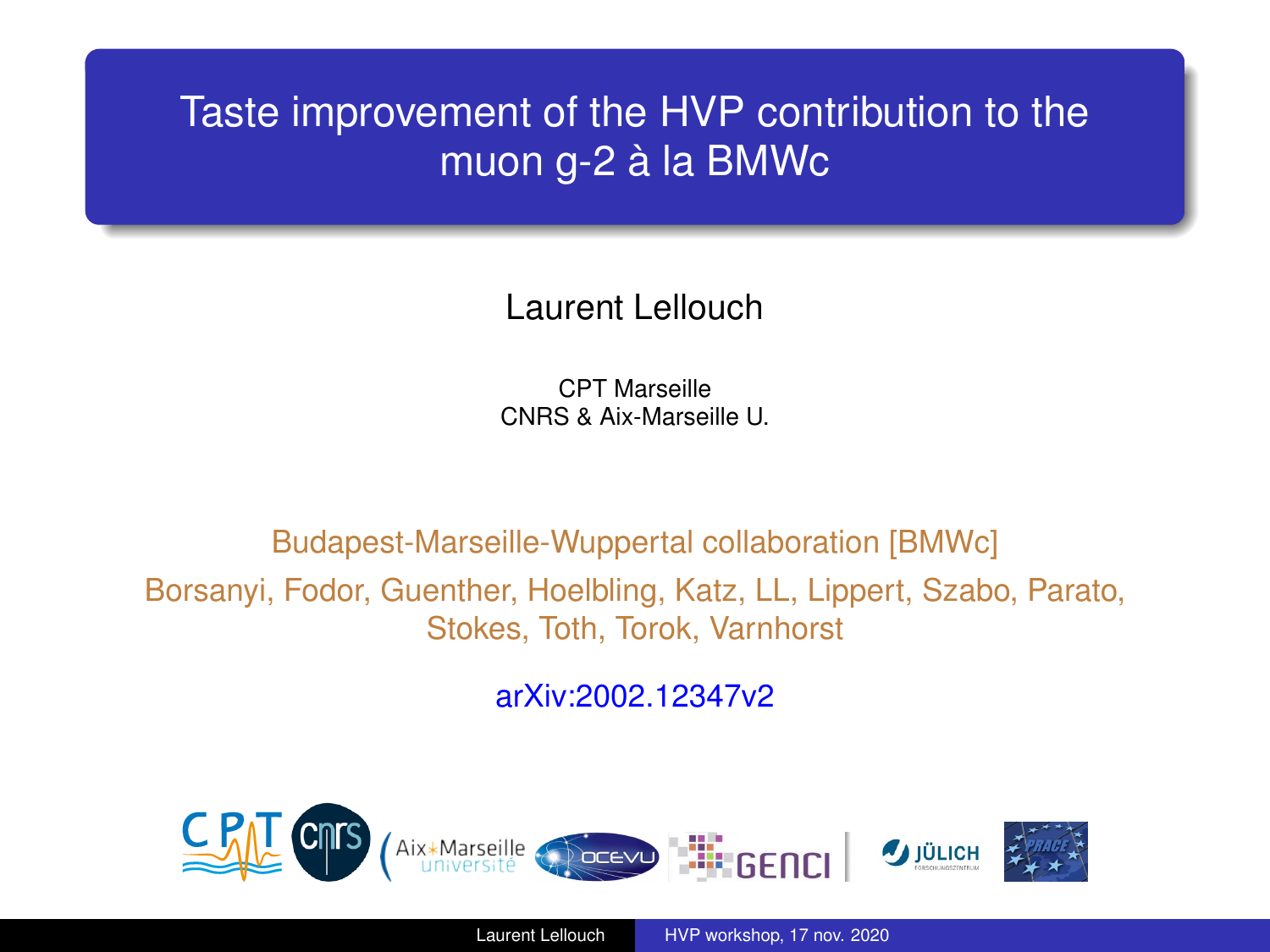# Taste improvement of the HVP contribution to the muon g-2 à la BMWc

Laurent Lellouch

CPT Marseille
CNRS & Aix-Marseille U.

Budapest-Marseille-Wuppertal collaboration [BMWc]

Borsanyi, Fodor, Guenther, Hoelbling, Katz, LL, Lippert, Szabo, Parato, Stokes, Toth, Torok, Varnhorst

arXiv:2002.12347v2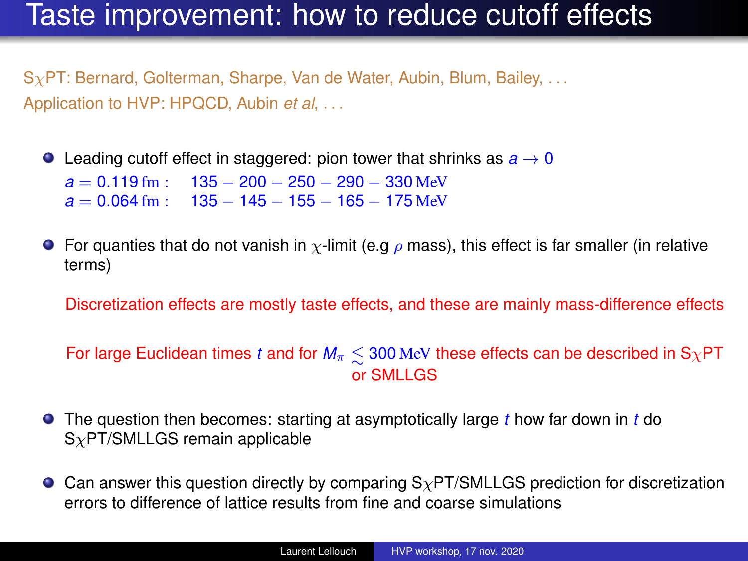# Taste improvement: how to reduce cutoff effects

S$\chi$PT: Bernard, Golterman, Sharpe, Van de Water, Aubin, Blum, Bailey, . . .
Application to HVP: HPQCD, Aubin *et al*, . . .

- Leading cutoff effect in staggered: pion tower that shrinks as $a \to 0$

  $a = 0.119\,\mathrm{fm}$ :  $135 - 200 - 250 - 290 - 330\,\mathrm{MeV}$
  $a = 0.064\,\mathrm{fm}$ :  $135 - 145 - 155 - 165 - 175\,\mathrm{MeV}$

- For quanties that do not vanish in $\chi$-limit (e.g $\rho$ mass), this effect is far smaller (in relative terms)

  Discretization effects are mostly taste effects, and these are mainly mass-difference effects

  For large Euclidean times $t$ and for $M_\pi \lesssim 300\,\mathrm{MeV}$ these effects can be described in S$\chi$PT or SMLLGS

- The question then becomes: starting at asymptotically large $t$ how far down in $t$ do S$\chi$PT/SMLLGS remain applicable

- Can answer this question directly by comparing S$\chi$PT/SMLLGS prediction for discretization errors to difference of lattice results from fine and coarse simulations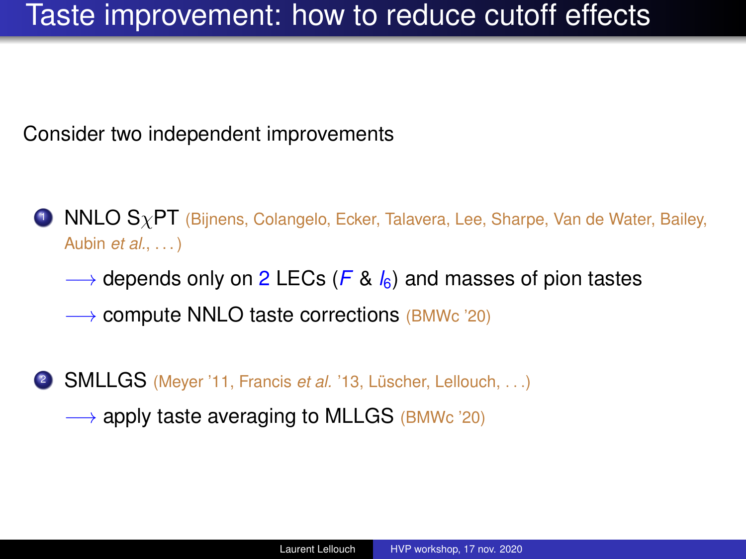# Taste improvement: how to reduce cutoff effects

Consider two independent improvements

1. NNLO S$\chi$PT (Bijnens, Colangelo, Ecker, Talavera, Lee, Sharpe, Van de Water, Bailey, Aubin *et al.*, ...)

   $\longrightarrow$ depends only on 2 LECs ($F$ & $l_6$) and masses of pion tastes

   $\longrightarrow$ compute NNLO taste corrections (BMWc '20)

2. SMLLGS (Meyer '11, Francis *et al.* '13, Lüscher, Lellouch, ...)

   $\longrightarrow$ apply taste averaging to MLLGS (BMWc '20)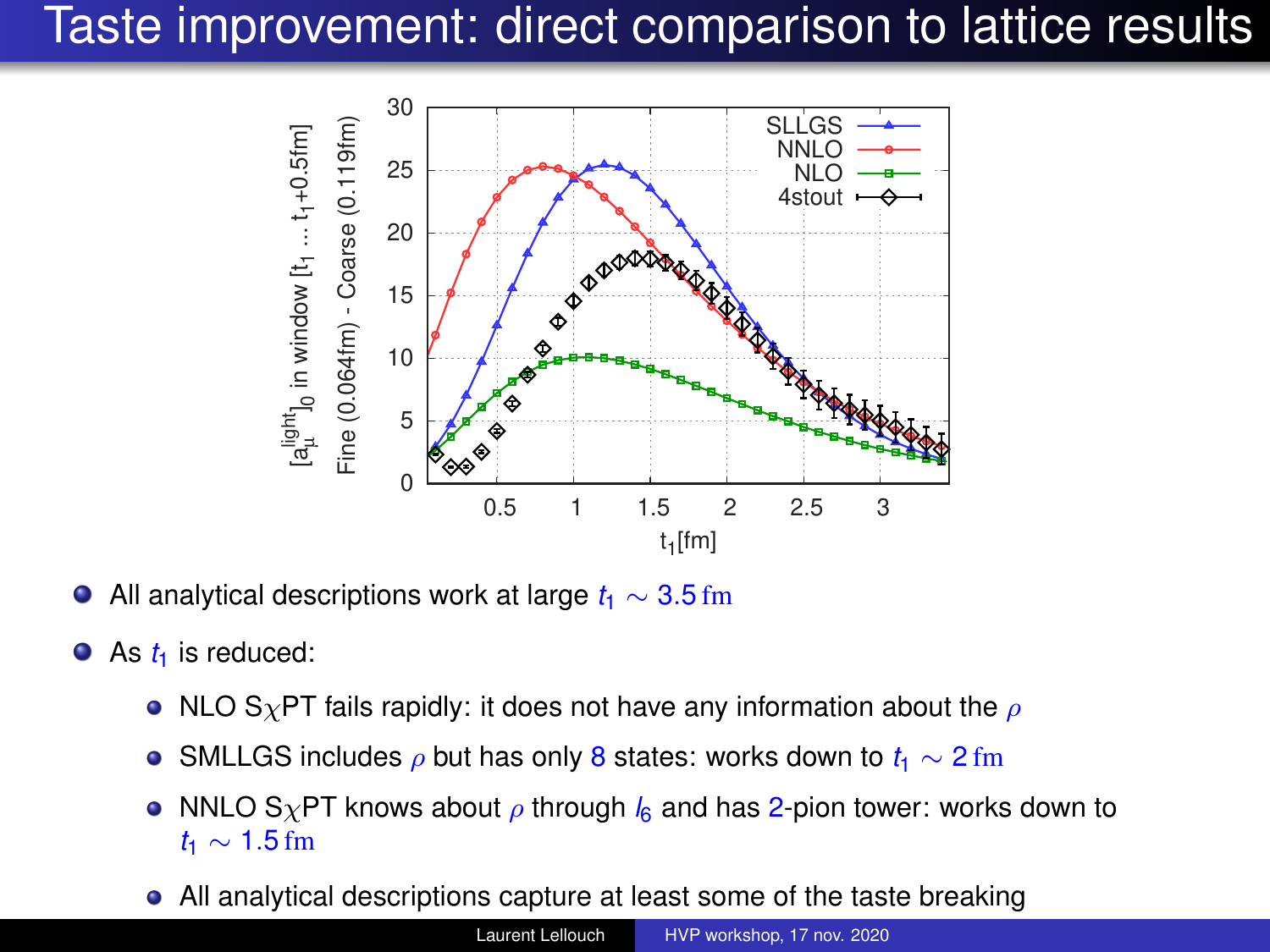# Taste improvement: direct comparison to lattice results

- All analytical descriptions work at large $t_1 \sim 3.5\,\mathrm{fm}$
- As $t_1$ is reduced:
  - NLO S$\chi$PT fails rapidly: it does not have any information about the $\rho$
  - SMLLGS includes $\rho$ but has only 8 states: works down to $t_1 \sim 2\,\mathrm{fm}$
  - NNLO S$\chi$PT knows about $\rho$ through $l_6$ and has 2-pion tower: works down to $t_1 \sim 1.5\,\mathrm{fm}$
  - All analytical descriptions capture at least some of the taste breaking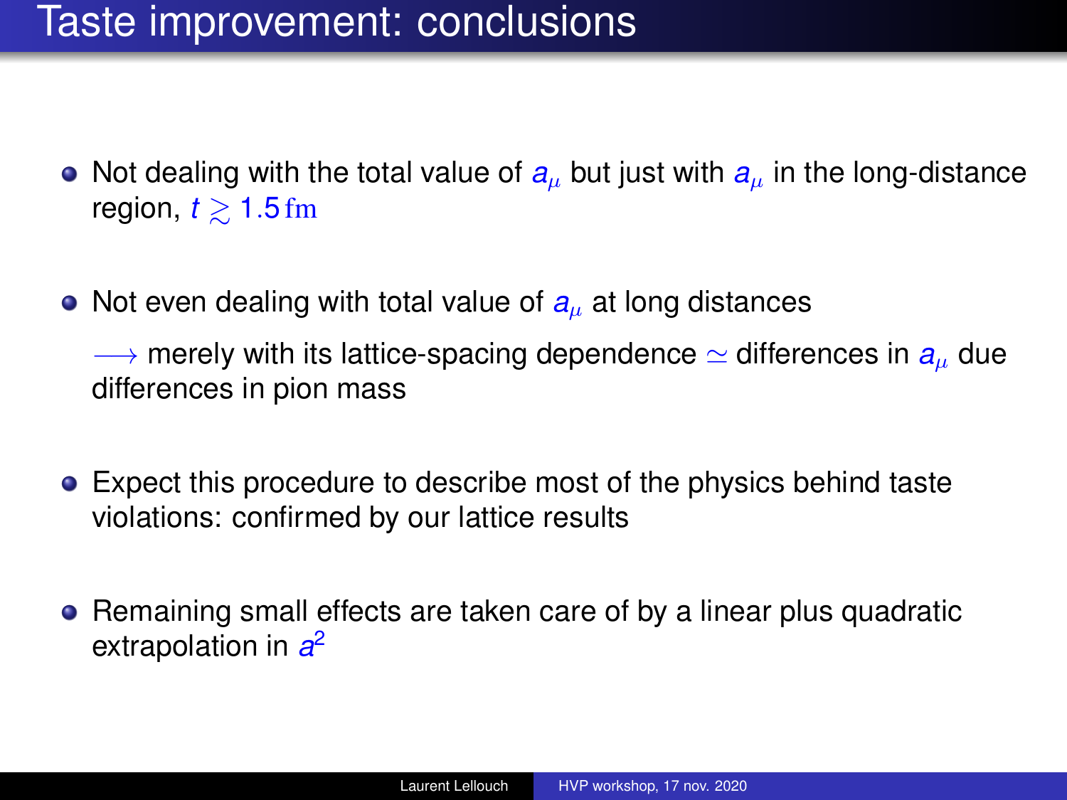# Taste improvement: conclusions

- Not dealing with the total value of $a_\mu$ but just with $a_\mu$ in the long-distance region, $t \gtrsim 1.5\,\mathrm{fm}$

- Not even dealing with total value of $a_\mu$ at long distances

  $\longrightarrow$ merely with its lattice-spacing dependence $\simeq$ differences in $a_\mu$ due differences in pion mass

- Expect this procedure to describe most of the physics behind taste violations: confirmed by our lattice results

- Remaining small effects are taken care of by a linear plus quadratic extrapolation in $a^2$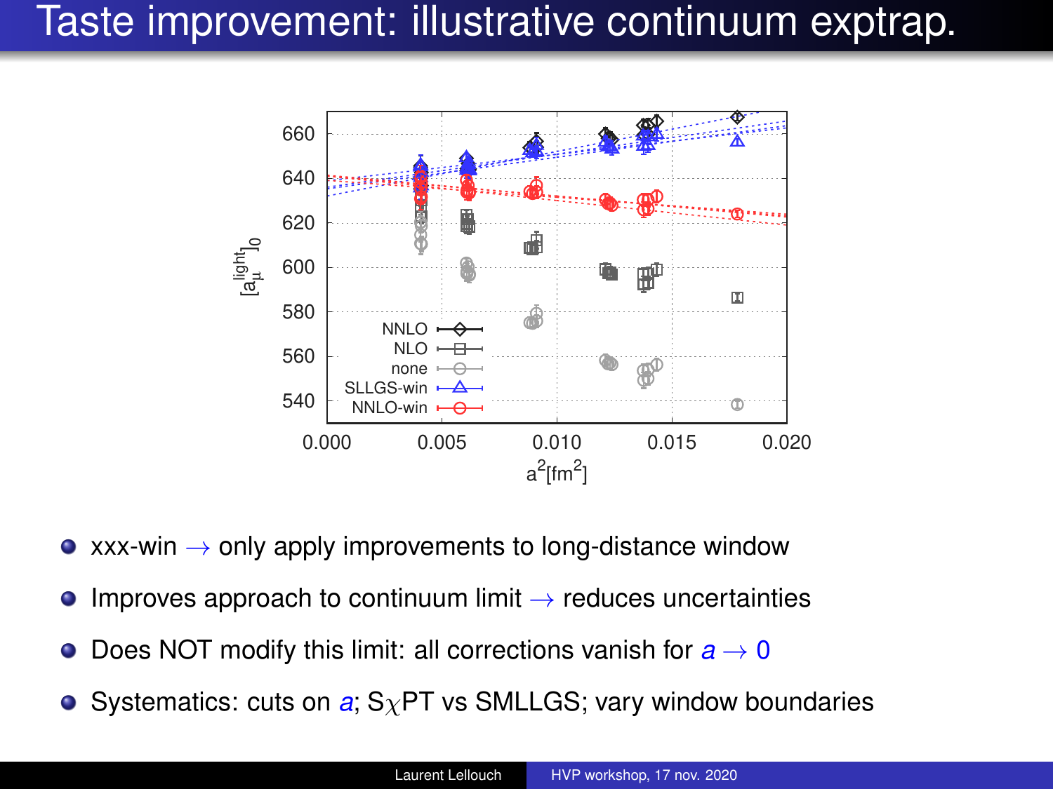# Taste improvement: illustrative continuum exptrap.

- xxx-win $\rightarrow$ only apply improvements to long-distance window
- Improves approach to continuum limit $\rightarrow$ reduces uncertainties
- Does NOT modify this limit: all corrections vanish for $a \rightarrow 0$
- Systematics: cuts on $a$; S$\chi$PT vs SMLLGS; vary window boundaries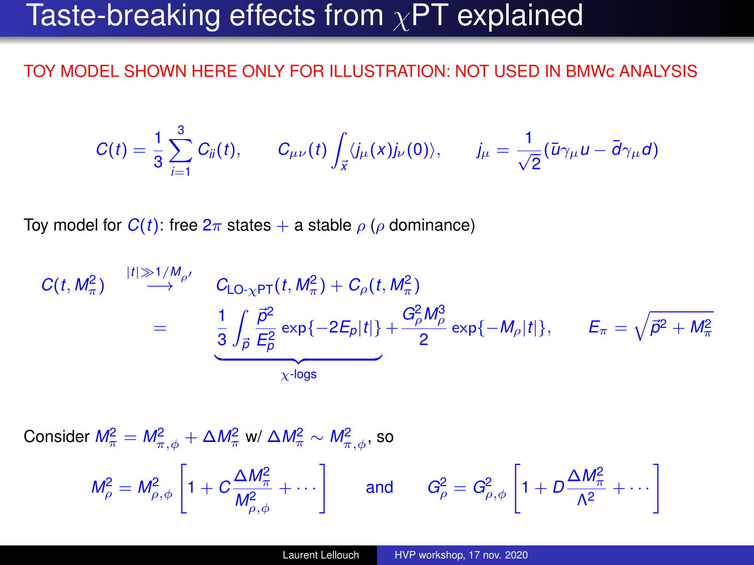# Taste-breaking effects from $\chi$PT explained

TOY MODEL SHOWN HERE ONLY FOR ILLUSTRATION: NOT USED IN BMWc ANALYSIS

$$C(t) = \frac{1}{3}\sum_{i=1}^{3} C_{ii}(t), \qquad C_{\mu\nu}(t) \int_{\vec{x}} \langle j_\mu(x) j_\nu(0)\rangle, \qquad j_\mu = \frac{1}{\sqrt{2}}(\bar{u}\gamma_\mu u - \bar{d}\gamma_\mu d)$$

Toy model for $C(t)$: free $2\pi$ states $+$ a stable $\rho$ ($\rho$ dominance)

$$C(t, M_\pi^2) \overset{|t| \gg 1/M_{\rho'}}{\longrightarrow} C_{\text{LO-}\chi\text{PT}}(t, M_\pi^2) + C_\rho(t, M_\pi^2)$$

$$= \underbrace{\frac{1}{3}\int_{\vec{p}} \frac{\vec{p}^2}{E_p^2} \exp\{-2E_p|t|\}}_{\chi\text{-logs}} + \frac{G_\rho^2 M_\rho^3}{2} \exp\{-M_\rho|t|\}, \qquad E_\pi = \sqrt{\vec{p}^2 + M_\pi^2}$$

Consider $M_\pi^2 = M_{\pi,\phi}^2 + \Delta M_\pi^2$ w/ $\Delta M_\pi^2 \sim M_{\pi,\phi}^2$, so

$$M_\rho^2 = M_{\rho,\phi}^2 \left[1 + C\frac{\Delta M_\pi^2}{M_{\rho,\phi}^2} + \cdots\right] \qquad \text{and} \qquad G_\rho^2 = G_{\rho,\phi}^2 \left[1 + D\frac{\Delta M_\pi^2}{\Lambda^2} + \cdots\right]$$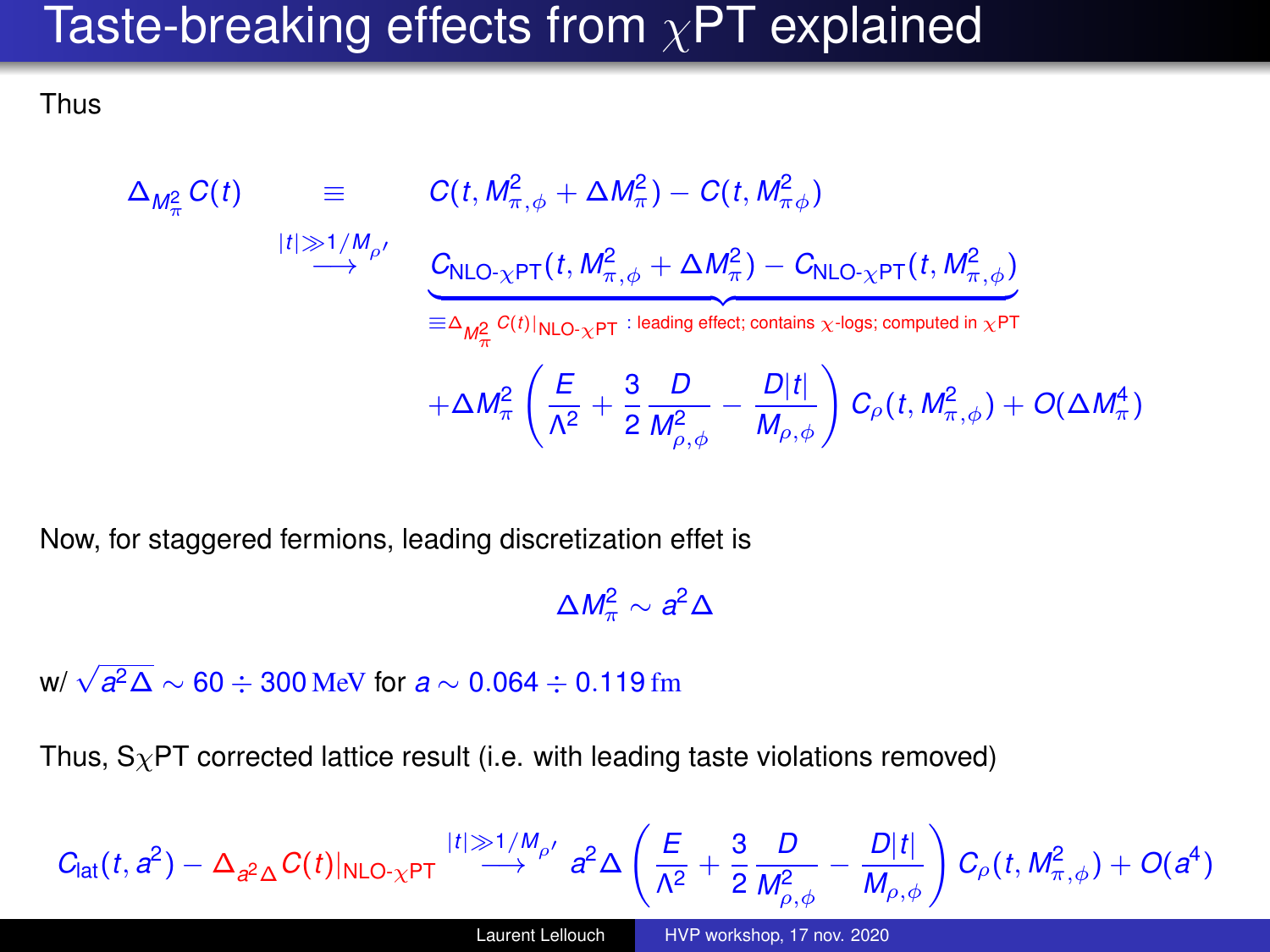# Taste-breaking effects from $\chi$PT explained

Thus

$$
\begin{aligned}
\Delta_{M_\pi^2} C(t) \quad &\equiv \quad C(t, M^2_{\pi,\phi} + \Delta M_\pi^2) - C(t, M^2_{\pi\phi}) \\
&\overset{|t|\gg 1/M_{\rho'}}{\longrightarrow} \quad \underbrace{C_{\text{NLO-}\chi\text{PT}}(t, M^2_{\pi,\phi} + \Delta M_\pi^2) - C_{\text{NLO-}\chi\text{PT}}(t, M^2_{\pi,\phi})}_{\equiv \Delta_{M_\pi^2} C(t)|_{\text{NLO-}\chi\text{PT}} \text{ : leading effect; contains } \chi\text{-logs; computed in } \chi\text{PT}} \\
&\qquad + \Delta M_\pi^2 \left( \frac{E}{\Lambda^2} + \frac{3}{2}\frac{D}{M^2_{\rho,\phi}} - \frac{D|t|}{M_{\rho,\phi}} \right) C_\rho(t, M^2_{\pi,\phi}) + O(\Delta M_\pi^4)
\end{aligned}
$$

Now, for staggered fermions, leading discretization effet is

$$
\Delta M_\pi^2 \sim a^2 \Delta
$$

w/ $\sqrt{a^2\Delta} \sim 60 \div 300\,\mathrm{MeV}$ for $a \sim 0.064 \div 0.119\,\mathrm{fm}$

Thus, S$\chi$PT corrected lattice result (i.e. with leading taste violations removed)

$$
C_{\text{lat}}(t, a^2) - \Delta_{a^2\Delta} C(t)|_{\text{NLO-}\chi\text{PT}} \overset{|t|\gg 1/M_{\rho'}}{\longrightarrow} a^2\Delta \left( \frac{E}{\Lambda^2} + \frac{3}{2}\frac{D}{M^2_{\rho,\phi}} - \frac{D|t|}{M_{\rho,\phi}} \right) C_\rho(t, M^2_{\pi,\phi}) + O(a^4)
$$